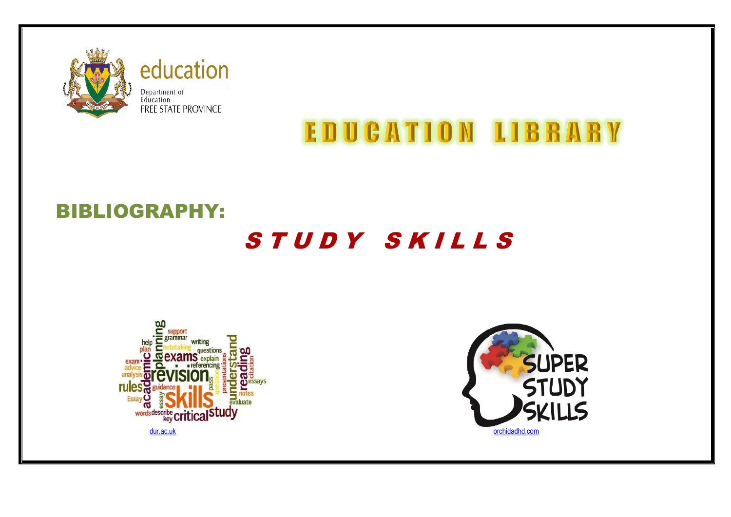education

Department of Education
FREE STATE PROVINCE

# EDUCATION LIBRARY

## BIBLIOGRAPHY:

# *STUDY SKILLS*

dur.ac.uk

orchidadhd.com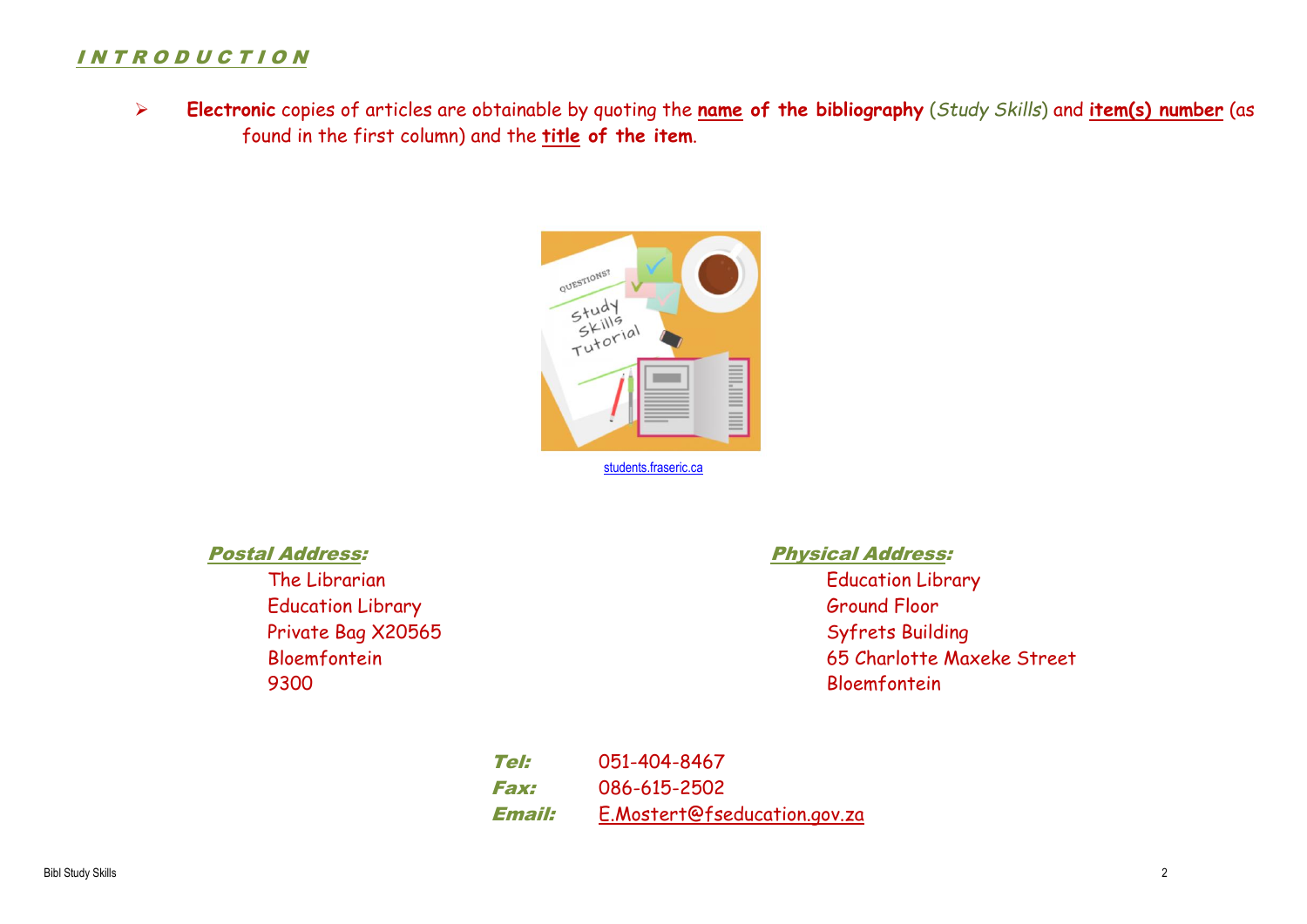## INTRODUCTION

- **Electronic** copies of articles are obtainable by quoting the **name of the bibliography** (*Study Skills*) and **item(s) number** (as found in the first column) and the **title of the item**.

students.fraseric.ca

***Postal Address:***

The Librarian
Education Library
Private Bag X20565
Bloemfontein
9300

***Physical Address:***

Education Library
Ground Floor
Syfrets Building
65 Charlotte Maxeke Street
Bloemfontein

***Tel:*** 051-404-8467
***Fax:*** 086-615-2502
***Email:*** E.Mostert@fseducation.gov.za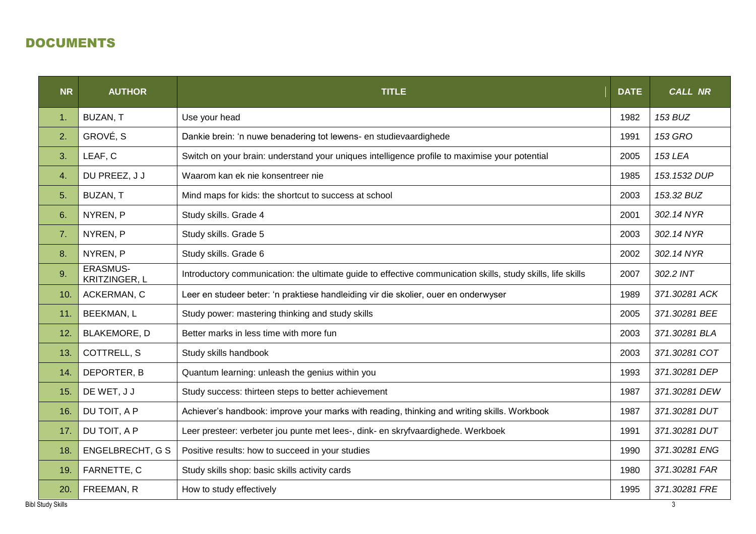## DOCUMENTS

| NR | AUTHOR | TITLE | DATE | *CALL NR* |
|---|---|---|---|---|
| 1. | BUZAN, T | Use your head | 1982 | *153 BUZ* |
| 2. | GROVÉ, S | Dankie brein: 'n nuwe benadering tot lewens- en studievaardighede | 1991 | *153 GRO* |
| 3. | LEAF, C | Switch on your brain: understand your uniques intelligence profile to maximise your potential | 2005 | *153 LEA* |
| 4. | DU PREEZ, J J | Waarom kan ek nie konsentreer nie | 1985 | *153.1532 DUP* |
| 5. | BUZAN, T | Mind maps for kids: the shortcut to success at school | 2003 | *153.32 BUZ* |
| 6. | NYREN, P | Study skills. Grade 4 | 2001 | *302.14 NYR* |
| 7. | NYREN, P | Study skills. Grade 5 | 2003 | *302.14 NYR* |
| 8. | NYREN, P | Study skills. Grade 6 | 2002 | *302.14 NYR* |
| 9. | ERASMUS-KRITZINGER, L | Introductory communication: the ultimate guide to effective communication skills, study skills, life skills | 2007 | *302.2 INT* |
| 10. | ACKERMAN, C | Leer en studeer beter: 'n praktiese handleiding vir die skolier, ouer en onderwyser | 1989 | *371.30281 ACK* |
| 11. | BEEKMAN, L | Study power: mastering thinking and study skills | 2005 | *371.30281 BEE* |
| 12. | BLAKEMORE, D | Better marks in less time with more fun | 2003 | *371.30281 BLA* |
| 13. | COTTRELL, S | Study skills handbook | 2003 | *371.30281 COT* |
| 14. | DEPORTER, B | Quantum learning: unleash the genius within you | 1993 | *371.30281 DEP* |
| 15. | DE WET, J J | Study success: thirteen steps to better achievement | 1987 | *371.30281 DEW* |
| 16. | DU TOIT, A P | Achiever's handbook: improve your marks with reading, thinking and writing skills. Workbook | 1987 | *371.30281 DUT* |
| 17. | DU TOIT, A P | Leer presteer: verbeter jou punte met lees-, dink- en skryfvaardighede. Werkboek | 1991 | *371.30281 DUT* |
| 18. | ENGELBRECHT, G S | Positive results: how to succeed in your studies | 1990 | *371.30281 ENG* |
| 19. | FARNETTE, C | Study skills shop: basic skills activity cards | 1980 | *371.30281 FAR* |
| 20. | FREEMAN, R | How to study effectively | 1995 | *371.30281 FRE* |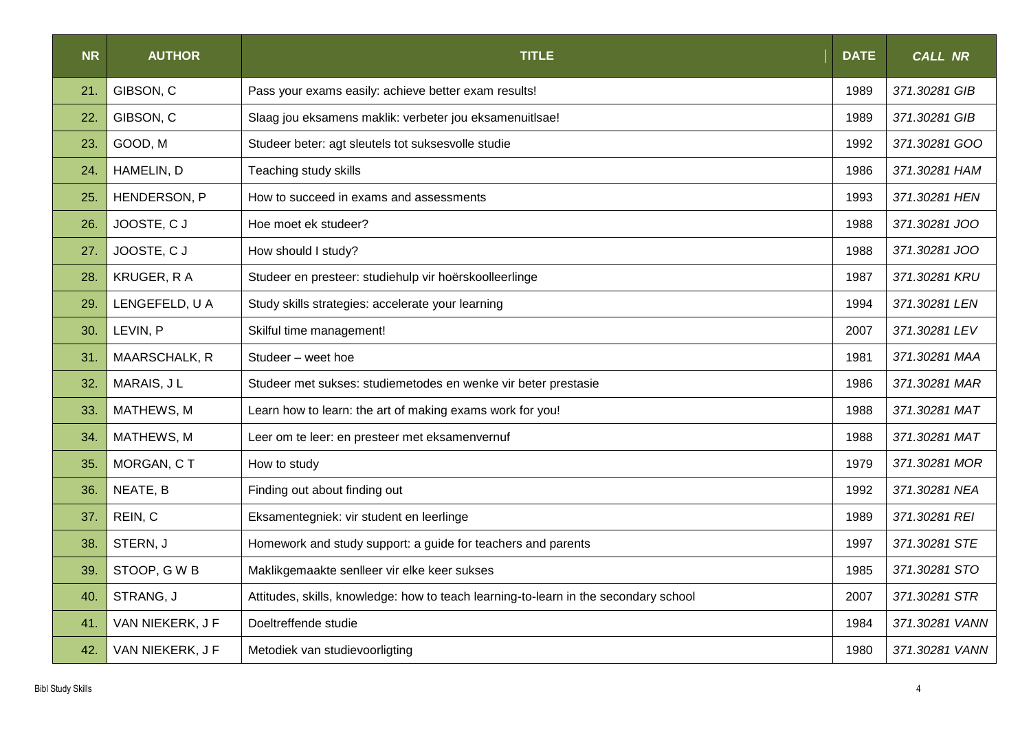| NR | AUTHOR | TITLE | DATE | *CALL NR* |
|---|---|---|---|---|
| 21. | GIBSON, C | Pass your exams easily: achieve better exam results! | 1989 | *371.30281 GIB* |
| 22. | GIBSON, C | Slaag jou eksamens maklik: verbeter jou eksamenuitlsae! | 1989 | *371.30281 GIB* |
| 23. | GOOD, M | Studeer beter: agt sleutels tot suksesvolle studie | 1992 | *371.30281 GOO* |
| 24. | HAMELIN, D | Teaching study skills | 1986 | *371.30281 HAM* |
| 25. | HENDERSON, P | How to succeed in exams and assessments | 1993 | *371.30281 HEN* |
| 26. | JOOSTE, C J | Hoe moet ek studeer? | 1988 | *371.30281 JOO* |
| 27. | JOOSTE, C J | How should I study? | 1988 | *371.30281 JOO* |
| 28. | KRUGER, R A | Studeer en presteer: studiehulp vir hoërskoolleerlinge | 1987 | *371.30281 KRU* |
| 29. | LENGEFELD, U A | Study skills strategies: accelerate your learning | 1994 | *371.30281 LEN* |
| 30. | LEVIN, P | Skilful time management! | 2007 | *371.30281 LEV* |
| 31. | MAARSCHALK, R | Studeer – weet hoe | 1981 | *371.30281 MAA* |
| 32. | MARAIS, J L | Studeer met sukses: studiemetodes en wenke vir beter prestasie | 1986 | *371.30281 MAR* |
| 33. | MATHEWS, M | Learn how to learn: the art of making exams work for you! | 1988 | *371.30281 MAT* |
| 34. | MATHEWS, M | Leer om te leer: en presteer met eksamenvernuf | 1988 | *371.30281 MAT* |
| 35. | MORGAN, C T | How to study | 1979 | *371.30281 MOR* |
| 36. | NEATE, B | Finding out about finding out | 1992 | *371.30281 NEA* |
| 37. | REIN, C | Eksamentegniek: vir student en leerlinge | 1989 | *371.30281 REI* |
| 38. | STERN, J | Homework and study support: a guide for teachers and parents | 1997 | *371.30281 STE* |
| 39. | STOOP, G W B | Maklikgemaakte senlleer vir elke keer sukses | 1985 | *371.30281 STO* |
| 40. | STRANG, J | Attitudes, skills, knowledge: how to teach learning-to-learn in the secondary school | 2007 | *371.30281 STR* |
| 41. | VAN NIEKERK, J F | Doeltreffende studie | 1984 | *371.30281 VANN* |
| 42. | VAN NIEKERK, J F | Metodiek van studievoorligting | 1980 | *371.30281 VANN* |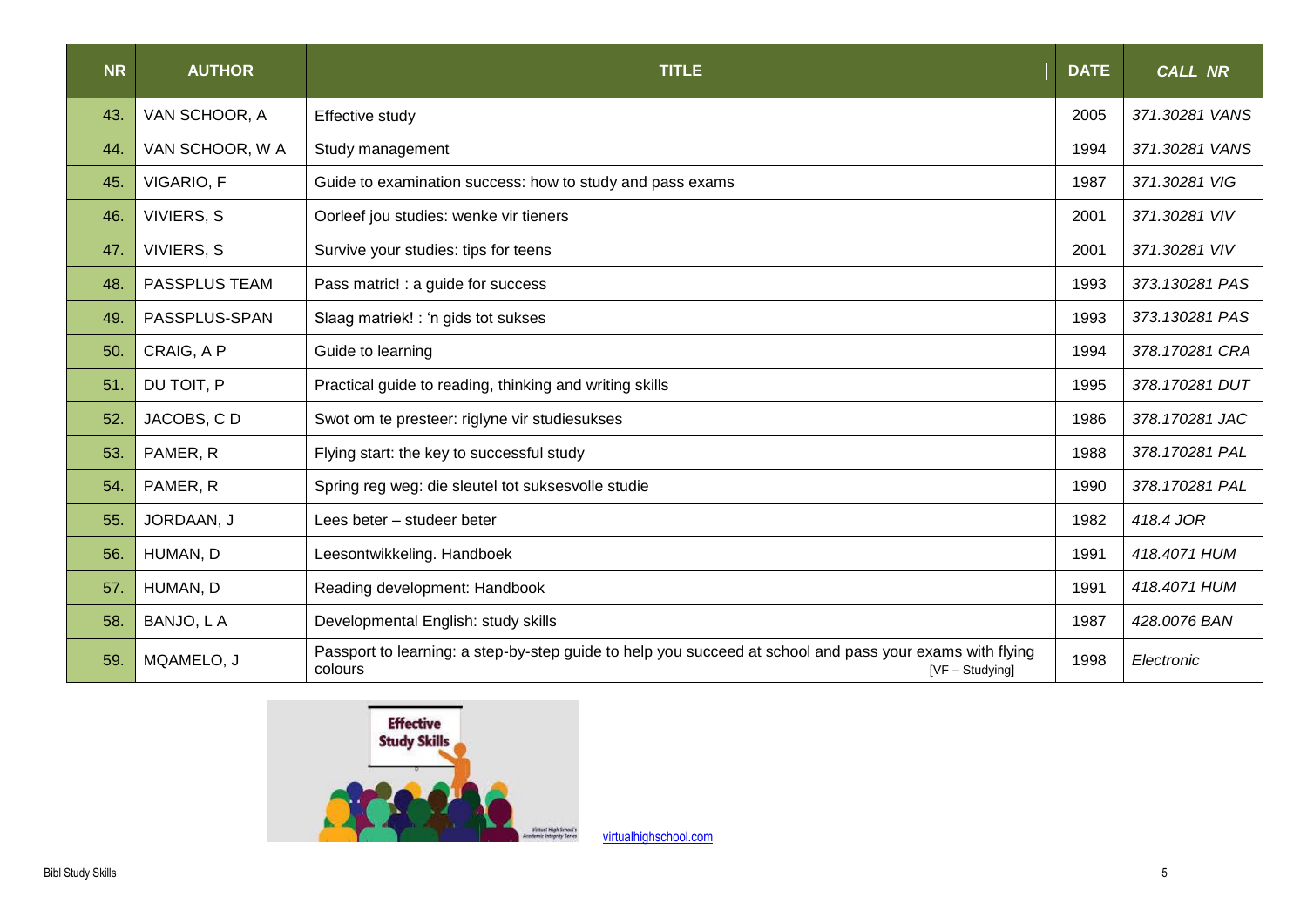| NR | AUTHOR | TITLE | DATE | *CALL NR* |
|---|---|---|---|---|
| 43. | VAN SCHOOR, A | Effective study | 2005 | *371.30281 VANS* |
| 44. | VAN SCHOOR, W A | Study management | 1994 | *371.30281 VANS* |
| 45. | VIGARIO, F | Guide to examination success: how to study and pass exams | 1987 | *371.30281 VIG* |
| 46. | VIVIERS, S | Oorleef jou studies: wenke vir tieners | 2001 | *371.30281 VIV* |
| 47. | VIVIERS, S | Survive your studies: tips for teens | 2001 | *371.30281 VIV* |
| 48. | PASSPLUS TEAM | Pass matric! : a guide for success | 1993 | *373.130281 PAS* |
| 49. | PASSPLUS-SPAN | Slaag matriek! : 'n gids tot sukses | 1993 | *373.130281 PAS* |
| 50. | CRAIG, A P | Guide to learning | 1994 | *378.170281 CRA* |
| 51. | DU TOIT, P | Practical guide to reading, thinking and writing skills | 1995 | *378.170281 DUT* |
| 52. | JACOBS, C D | Swot om te presteer: riglyne vir studiesukses | 1986 | *378.170281 JAC* |
| 53. | PAMER, R | Flying start: the key to successful study | 1988 | *378.170281 PAL* |
| 54. | PAMER, R | Spring reg weg: die sleutel tot suksesvolle studie | 1990 | *378.170281 PAL* |
| 55. | JORDAAN, J | Lees beter – studeer beter | 1982 | *418.4 JOR* |
| 56. | HUMAN, D | Leesontwikkeling. Handboek | 1991 | *418.4071 HUM* |
| 57. | HUMAN, D | Reading development: Handbook | 1991 | *418.4071 HUM* |
| 58. | BANJO, L A | Developmental English: study skills | 1987 | *428.0076 BAN* |
| 59. | MQAMELO, J | Passport to learning: a step-by-step guide to help you succeed at school and pass your exams with flying colours [VF – Studying] | 1998 | *Electronic* |

virtualhighschool.com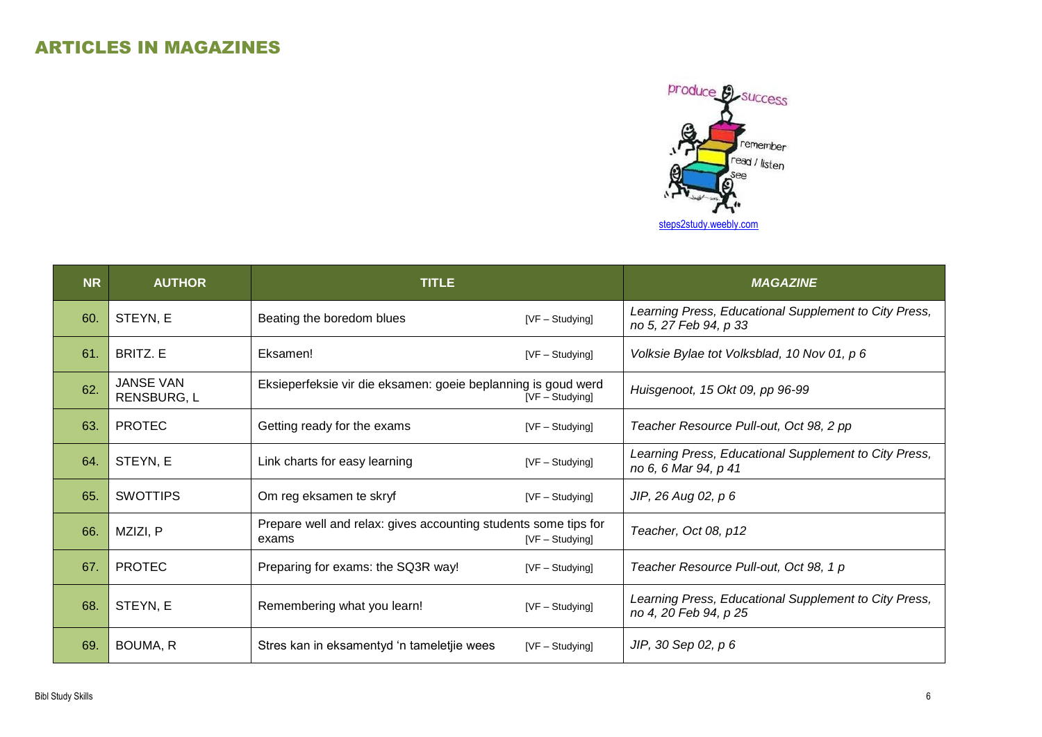## ARTICLES IN MAGAZINES

steps2study.weebly.com

| NR | AUTHOR | TITLE | MAGAZINE |
|---|---|---|---|
| 60. | STEYN, E | Beating the boredom blues [VF – Studying] | *Learning Press, Educational Supplement to City Press, no 5, 27 Feb 94, p 33* |
| 61. | BRITZ. E | Eksamen! [VF – Studying] | *Volksie Bylae tot Volksblad, 10 Nov 01, p 6* |
| 62. | JANSE VAN RENSBURG, L | Eksieperfeksie vir die eksamen: goeie beplanning is goud werd [VF – Studying] | *Huisgenoot, 15 Okt 09, pp 96-99* |
| 63. | PROTEC | Getting ready for the exams [VF – Studying] | *Teacher Resource Pull-out, Oct 98, 2 pp* |
| 64. | STEYN, E | Link charts for easy learning [VF – Studying] | *Learning Press, Educational Supplement to City Press, no 6, 6 Mar 94, p 41* |
| 65. | SWOTTIPS | Om reg eksamen te skryf [VF – Studying] | *JIP, 26 Aug 02, p 6* |
| 66. | MZIZI, P | Prepare well and relax: gives accounting students some tips for exams [VF – Studying] | *Teacher, Oct 08, p12* |
| 67. | PROTEC | Preparing for exams: the SQ3R way! [VF – Studying] | *Teacher Resource Pull-out, Oct 98, 1 p* |
| 68. | STEYN, E | Remembering what you learn! [VF – Studying] | *Learning Press, Educational Supplement to City Press, no 4, 20 Feb 94, p 25* |
| 69. | BOUMA, R | Stres kan in eksamentyd 'n tameletjie wees [VF – Studying] | *JIP, 30 Sep 02, p 6* |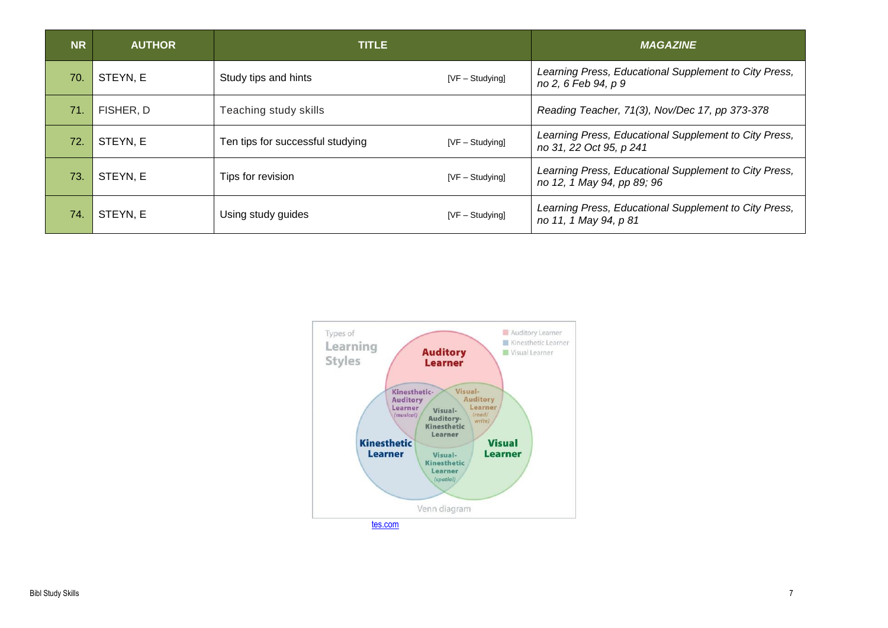| NR | AUTHOR | TITLE | | *MAGAZINE* |
|---|---|---|---|---|
| 70. | STEYN, E | Study tips and hints | [VF – Studying] | *Learning Press, Educational Supplement to City Press, no 2, 6 Feb 94, p 9* |
| 71. | FISHER, D | Teaching study skills | | *Reading Teacher, 71(3), Nov/Dec 17, pp 373-378* |
| 72. | STEYN, E | Ten tips for successful studying | [VF – Studying] | *Learning Press, Educational Supplement to City Press, no 31, 22 Oct 95, p 241* |
| 73. | STEYN, E | Tips for revision | [VF – Studying] | *Learning Press, Educational Supplement to City Press, no 12, 1 May 94, pp 89; 96* |
| 74. | STEYN, E | Using study guides | [VF – Studying] | *Learning Press, Educational Supplement to City Press, no 11, 1 May 94, p 81* |

tes.com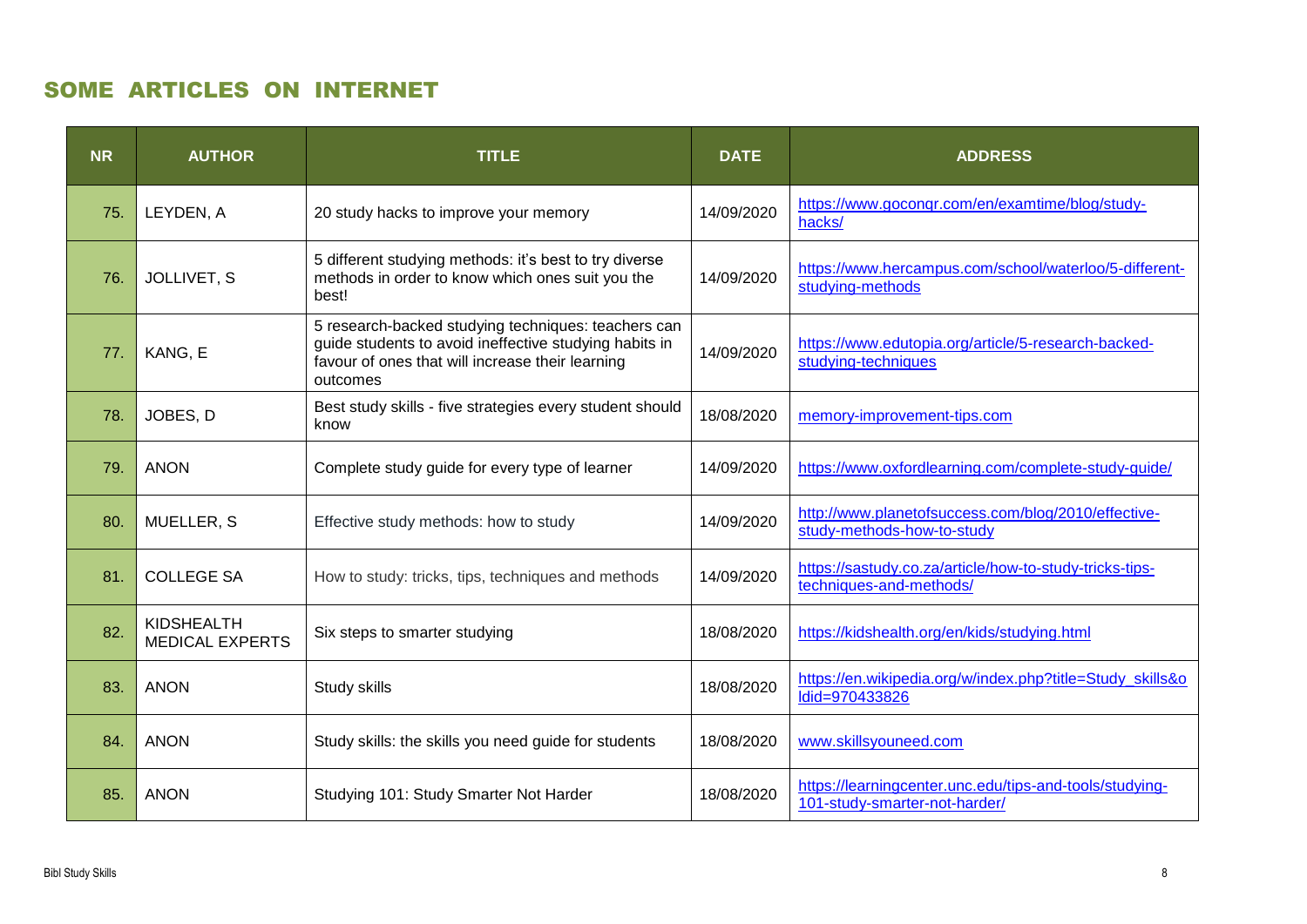## SOME ARTICLES ON INTERNET

| NR | AUTHOR | TITLE | DATE | ADDRESS |
|---|---|---|---|---|
| 75. | LEYDEN, A | 20 study hacks to improve your memory | 14/09/2020 | https://www.goconqr.com/en/examtime/blog/study-hacks/ |
| 76. | JOLLIVET, S | 5 different studying methods: it's best to try diverse methods in order to know which ones suit you the best! | 14/09/2020 | https://www.hercampus.com/school/waterloo/5-different-studying-methods |
| 77. | KANG, E | 5 research-backed studying techniques: teachers can guide students to avoid ineffective studying habits in favour of ones that will increase their learning outcomes | 14/09/2020 | https://www.edutopia.org/article/5-research-backed-studying-techniques |
| 78. | JOBES, D | Best study skills - five strategies every student should know | 18/08/2020 | memory-improvement-tips.com |
| 79. | ANON | Complete study guide for every type of learner | 14/09/2020 | https://www.oxfordlearning.com/complete-study-guide/ |
| 80. | MUELLER, S | Effective study methods: how to study | 14/09/2020 | http://www.planetofsuccess.com/blog/2010/effective-study-methods-how-to-study |
| 81. | COLLEGE SA | How to study: tricks, tips, techniques and methods | 14/09/2020 | https://sastudy.co.za/article/how-to-study-tricks-tips-techniques-and-methods/ |
| 82. | KIDSHEALTH MEDICAL EXPERTS | Six steps to smarter studying | 18/08/2020 | https://kidshealth.org/en/kids/studying.html |
| 83. | ANON | Study skills | 18/08/2020 | https://en.wikipedia.org/w/index.php?title=Study_skills&oldid=970433826 |
| 84. | ANON | Study skills: the skills you need guide for students | 18/08/2020 | www.skillsyouneed.com |
| 85. | ANON | Studying 101: Study Smarter Not Harder | 18/08/2020 | https://learningcenter.unc.edu/tips-and-tools/studying-101-study-smarter-not-harder/ |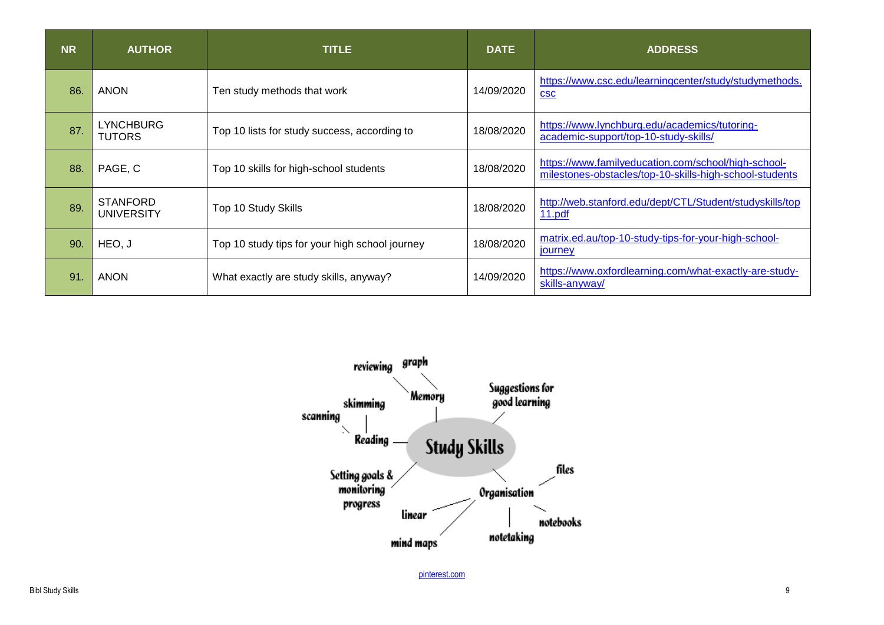| NR | AUTHOR | TITLE | DATE | ADDRESS |
|---|---|---|---|---|
| 86. | ANON | Ten study methods that work | 14/09/2020 | https://www.csc.edu/learningcenter/study/studymethods.csc |
| 87. | LYNCHBURG TUTORS | Top 10 lists for study success, according to | 18/08/2020 | https://www.lynchburg.edu/academics/tutoring-academic-support/top-10-study-skills/ |
| 88. | PAGE, C | Top 10 skills for high-school students | 18/08/2020 | https://www.familyeducation.com/school/high-school-milestones-obstacles/top-10-skills-high-school-students |
| 89. | STANFORD UNIVERSITY | Top 10 Study Skills | 18/08/2020 | http://web.stanford.edu/dept/CTL/Student/studyskills/top11.pdf |
| 90. | HEO, J | Top 10 study tips for your high school journey | 18/08/2020 | matrix.ed.au/top-10-study-tips-for-your-high-school-journey |
| 91. | ANON | What exactly are study skills, anyway? | 14/09/2020 | https://www.oxfordlearning.com/what-exactly-are-study-skills-anyway/ |

Study Skills

Memory
reviewing
graph

Reading
skimming
scanning

Suggestions for good learning

Setting goals & monitoring progress

Organisation
files
notebooks
notetaking
linear
mind maps

pinterest.com